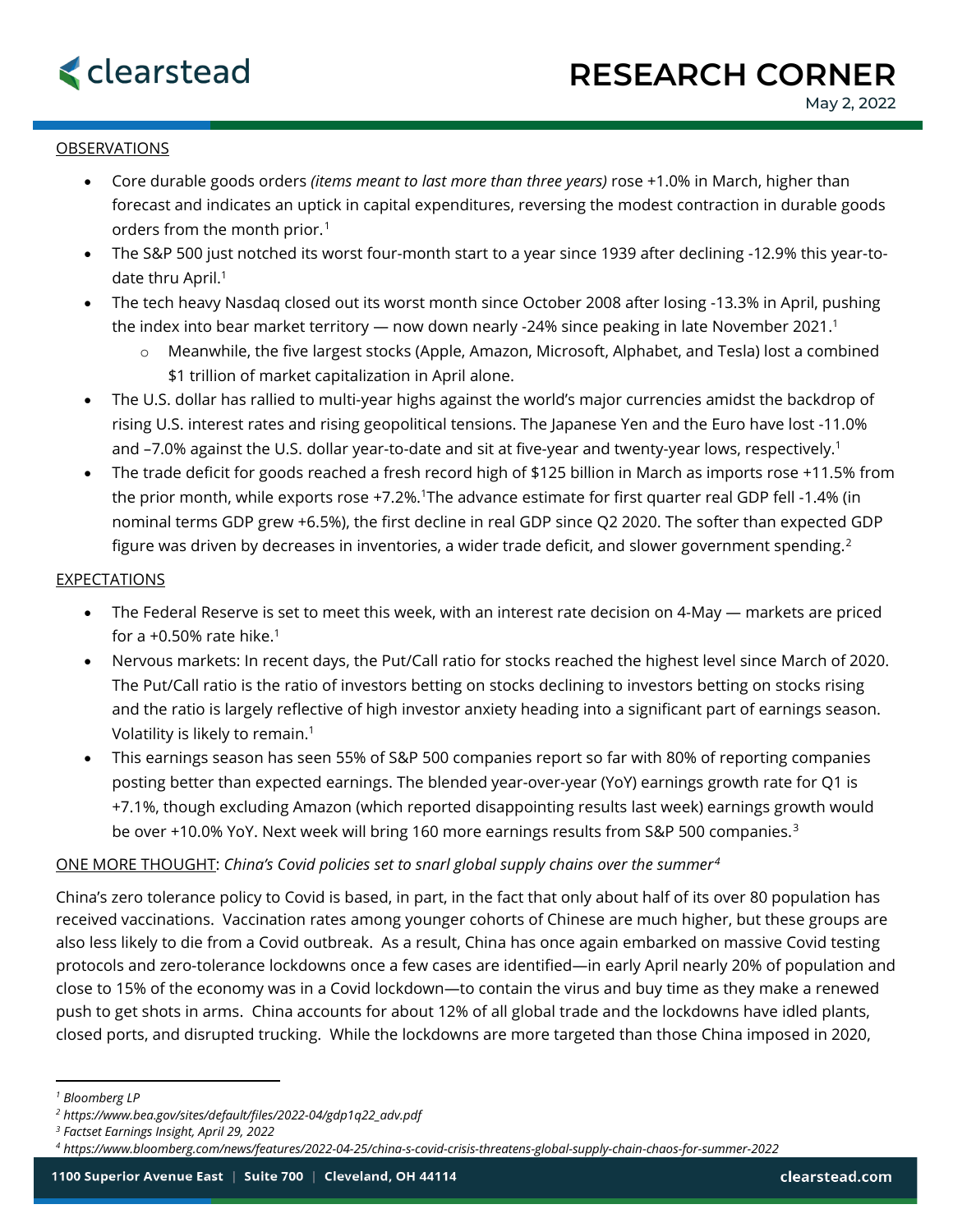# RESEARCH CORNER

May 2, 2022

## OBSERVATIONS

- Core durable goods orders *(items meant to last more than three years)* rose +1.0% in March, higher than forecast and indicates an uptick in capital expenditures, reversing the modest contraction in durable goods orders from the month prior.[1]
- The S&P 500 just notched its worst four-month start to a year since 1939 after declining -12.9% this year-to-date thru April.[1]
- The tech heavy Nasdaq closed out its worst month since October 2008 after losing -13.3% in April, pushing the index into bear market territory — now down nearly -24% since peaking in late November 2021.[1]
  - Meanwhile, the five largest stocks (Apple, Amazon, Microsoft, Alphabet, and Tesla) lost a combined $1 trillion of market capitalization in April alone.
- The U.S. dollar has rallied to multi-year highs against the world's major currencies amidst the backdrop of rising U.S. interest rates and rising geopolitical tensions. The Japanese Yen and the Euro have lost -11.0% and –7.0% against the U.S. dollar year-to-date and sit at five-year and twenty-year lows, respectively.[1]
- The trade deficit for goods reached a fresh record high of $125 billion in March as imports rose +11.5% from the prior month, while exports rose +7.2%.[1]The advance estimate for first quarter real GDP fell -1.4% (in nominal terms GDP grew +6.5%), the first decline in real GDP since Q2 2020. The softer than expected GDP figure was driven by decreases in inventories, a wider trade deficit, and slower government spending.[2]

## EXPECTATIONS

- The Federal Reserve is set to meet this week, with an interest rate decision on 4-May — markets are priced for a +0.50% rate hike.[1]
- Nervous markets: In recent days, the Put/Call ratio for stocks reached the highest level since March of 2020. The Put/Call ratio is the ratio of investors betting on stocks declining to investors betting on stocks rising and the ratio is largely reflective of high investor anxiety heading into a significant part of earnings season. Volatility is likely to remain.[1]
- This earnings season has seen 55% of S&P 500 companies report so far with 80% of reporting companies posting better than expected earnings. The blended year-over-year (YoY) earnings growth rate for Q1 is +7.1%, though excluding Amazon (which reported disappointing results last week) earnings growth would be over +10.0% YoY. Next week will bring 160 more earnings results from S&P 500 companies.[3]

## ONE MORE THOUGHT: *China's Covid policies set to snarl global supply chains over the summer*[4]

China's zero tolerance policy to Covid is based, in part, in the fact that only about half of its over 80 population has received vaccinations. Vaccination rates among younger cohorts of Chinese are much higher, but these groups are also less likely to die from a Covid outbreak. As a result, China has once again embarked on massive Covid testing protocols and zero-tolerance lockdowns once a few cases are identified—in early April nearly 20% of population and close to 15% of the economy was in a Covid lockdown—to contain the virus and buy time as they make a renewed push to get shots in arms. China accounts for about 12% of all global trade and the lockdowns have idled plants, closed ports, and disrupted trucking. While the lockdowns are more targeted than those China imposed in 2020,

---

[1] *Bloomberg LP*

[2] *https://www.bea.gov/sites/default/files/2022-04/gdp1q22_adv.pdf*

[3] *Factset Earnings Insight, April 29, 2022*

[4] *https://www.bloomberg.com/news/features/2022-04-25/china-s-covid-crisis-threatens-global-supply-chain-chaos-for-summer-2022*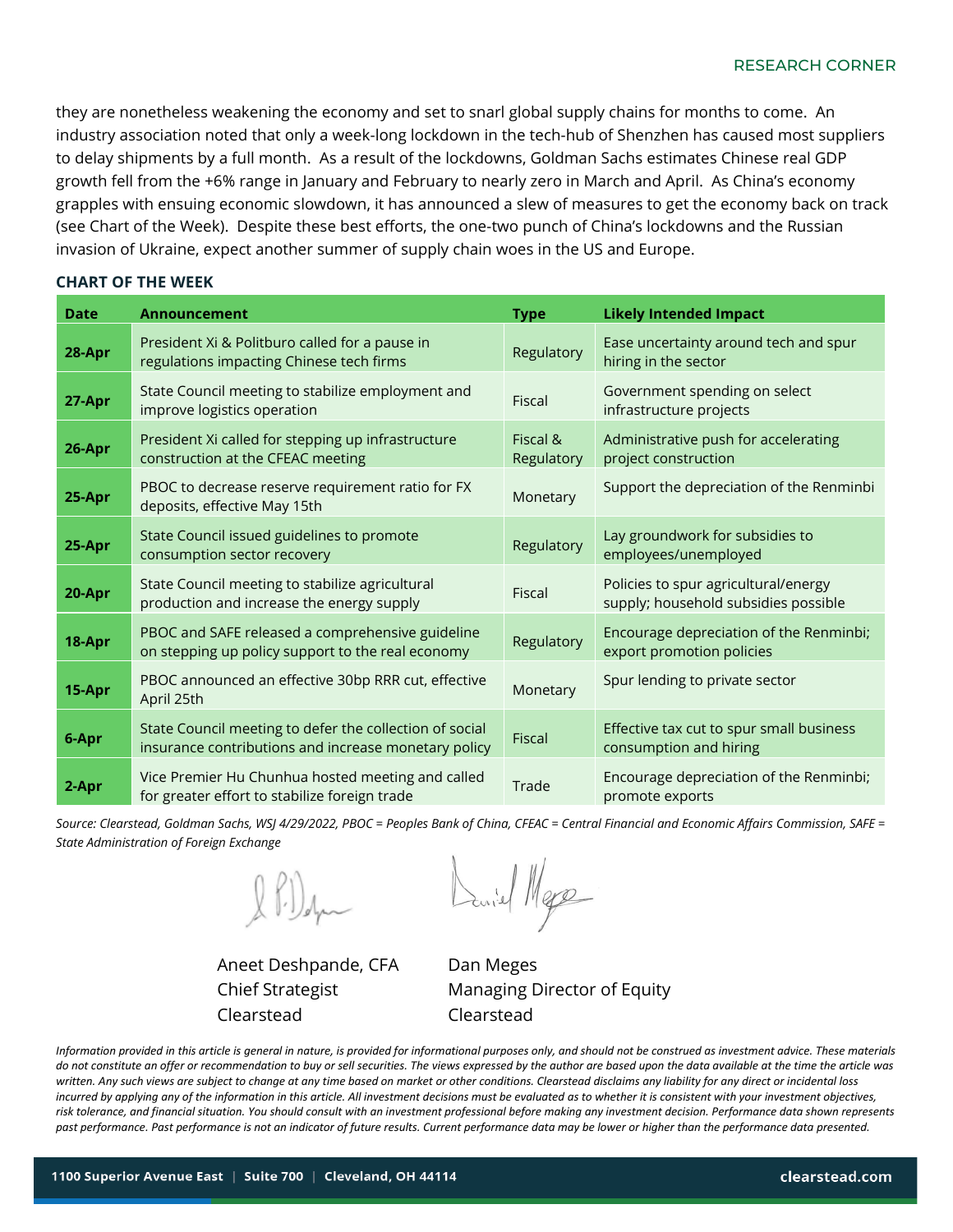they are nonetheless weakening the economy and set to snarl global supply chains for months to come. An industry association noted that only a week-long lockdown in the tech-hub of Shenzhen has caused most suppliers to delay shipments by a full month. As a result of the lockdowns, Goldman Sachs estimates Chinese real GDP growth fell from the +6% range in January and February to nearly zero in March and April. As China's economy grapples with ensuing economic slowdown, it has announced a slew of measures to get the economy back on track (see Chart of the Week). Despite these best efforts, the one-two punch of China's lockdowns and the Russian invasion of Ukraine, expect another summer of supply chain woes in the US and Europe.

**CHART OF THE WEEK**

| Date | Announcement | Type | Likely Intended Impact |
|---|---|---|---|
| **28-Apr** | President Xi & Politburo called for a pause in regulations impacting Chinese tech firms | Regulatory | Ease uncertainty around tech and spur hiring in the sector |
| **27-Apr** | State Council meeting to stabilize employment and improve logistics operation | Fiscal | Government spending on select infrastructure projects |
| **26-Apr** | President Xi called for stepping up infrastructure construction at the CFEAC meeting | Fiscal & Regulatory | Administrative push for accelerating project construction |
| **25-Apr** | PBOC to decrease reserve requirement ratio for FX deposits, effective May 15th | Monetary | Support the depreciation of the Renminbi |
| **25-Apr** | State Council issued guidelines to promote consumption sector recovery | Regulatory | Lay groundwork for subsidies to employees/unemployed |
| **20-Apr** | State Council meeting to stabilize agricultural production and increase the energy supply | Fiscal | Policies to spur agricultural/energy supply; household subsidies possible |
| **18-Apr** | PBOC and SAFE released a comprehensive guideline on stepping up policy support to the real economy | Regulatory | Encourage depreciation of the Renminbi; export promotion policies |
| **15-Apr** | PBOC announced an effective 30bp RRR cut, effective April 25th | Monetary | Spur lending to private sector |
| **6-Apr** | State Council meeting to defer the collection of social insurance contributions and increase monetary policy | Fiscal | Effective tax cut to spur small business consumption and hiring |
| **2-Apr** | Vice Premier Hu Chunhua hosted meeting and called for greater effort to stabilize foreign trade | Trade | Encourage depreciation of the Renminbi; promote exports |

*Source: Clearstead, Goldman Sachs, WSJ 4/29/2022, PBOC = Peoples Bank of China, CFEAC = Central Financial and Economic Affairs Commission, SAFE = State Administration of Foreign Exchange*

Aneet Deshpande, CFA
Chief Strategist
Clearstead

Dan Meges
Managing Director of Equity
Clearstead

*Information provided in this article is general in nature, is provided for informational purposes only, and should not be construed as investment advice. These materials do not constitute an offer or recommendation to buy or sell securities. The views expressed by the author are based upon the data available at the time the article was written. Any such views are subject to change at any time based on market or other conditions. Clearstead disclaims any liability for any direct or incidental loss incurred by applying any of the information in this article. All investment decisions must be evaluated as to whether it is consistent with your investment objectives, risk tolerance, and financial situation. You should consult with an investment professional before making any investment decision. Performance data shown represents past performance. Past performance is not an indicator of future results. Current performance data may be lower or higher than the performance data presented.*